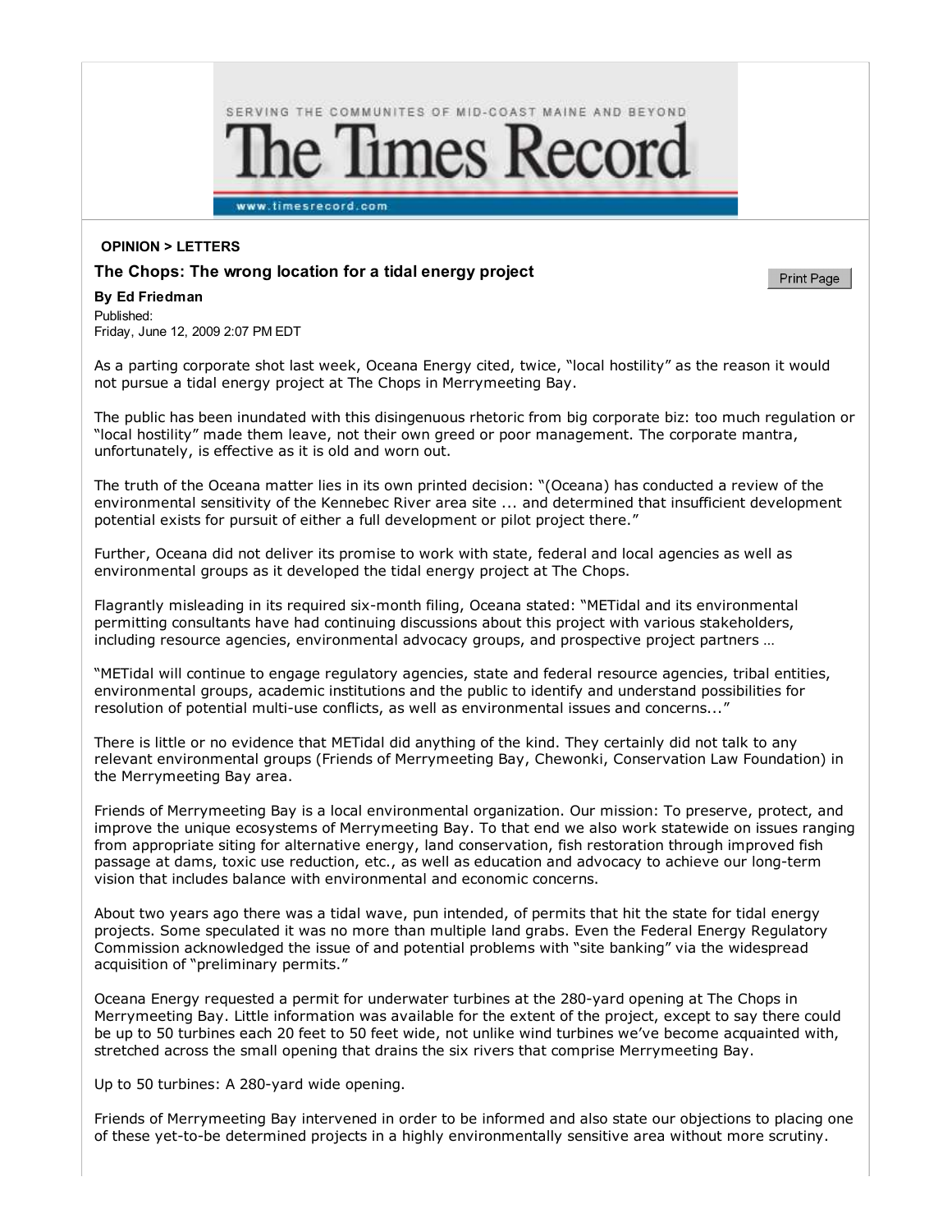SERVING THE COMMUNITES OF MID-COAST MAINE AND BEYOND

# The Times Record

www.timesrecord.com

**OPINION > LETTERS**

## The Chops: The wrong location for a tidal energy project

**By Ed Friedman**

Published:
Friday, June 12, 2009 2:07 PM EDT

As a parting corporate shot last week, Oceana Energy cited, twice, "local hostility" as the reason it would not pursue a tidal energy project at The Chops in Merrymeeting Bay.

The public has been inundated with this disingenuous rhetoric from big corporate biz: too much regulation or "local hostility" made them leave, not their own greed or poor management. The corporate mantra, unfortunately, is effective as it is old and worn out.

The truth of the Oceana matter lies in its own printed decision: "(Oceana) has conducted a review of the environmental sensitivity of the Kennebec River area site ... and determined that insufficient development potential exists for pursuit of either a full development or pilot project there."

Further, Oceana did not deliver its promise to work with state, federal and local agencies as well as environmental groups as it developed the tidal energy project at The Chops.

Flagrantly misleading in its required six-month filing, Oceana stated: "METidal and its environmental permitting consultants have had continuing discussions about this project with various stakeholders, including resource agencies, environmental advocacy groups, and prospective project partners …

"METidal will continue to engage regulatory agencies, state and federal resource agencies, tribal entities, environmental groups, academic institutions and the public to identify and understand possibilities for resolution of potential multi-use conflicts, as well as environmental issues and concerns..."

There is little or no evidence that METidal did anything of the kind. They certainly did not talk to any relevant environmental groups (Friends of Merrymeeting Bay, Chewonki, Conservation Law Foundation) in the Merrymeeting Bay area.

Friends of Merrymeeting Bay is a local environmental organization. Our mission: To preserve, protect, and improve the unique ecosystems of Merrymeeting Bay. To that end we also work statewide on issues ranging from appropriate siting for alternative energy, land conservation, fish restoration through improved fish passage at dams, toxic use reduction, etc., as well as education and advocacy to achieve our long-term vision that includes balance with environmental and economic concerns.

About two years ago there was a tidal wave, pun intended, of permits that hit the state for tidal energy projects. Some speculated it was no more than multiple land grabs. Even the Federal Energy Regulatory Commission acknowledged the issue of and potential problems with "site banking" via the widespread acquisition of "preliminary permits."

Oceana Energy requested a permit for underwater turbines at the 280-yard opening at The Chops in Merrymeeting Bay. Little information was available for the extent of the project, except to say there could be up to 50 turbines each 20 feet to 50 feet wide, not unlike wind turbines we've become acquainted with, stretched across the small opening that drains the six rivers that comprise Merrymeeting Bay.

Up to 50 turbines: A 280-yard wide opening.

Friends of Merrymeeting Bay intervened in order to be informed and also state our objections to placing one of these yet-to-be determined projects in a highly environmentally sensitive area without more scrutiny.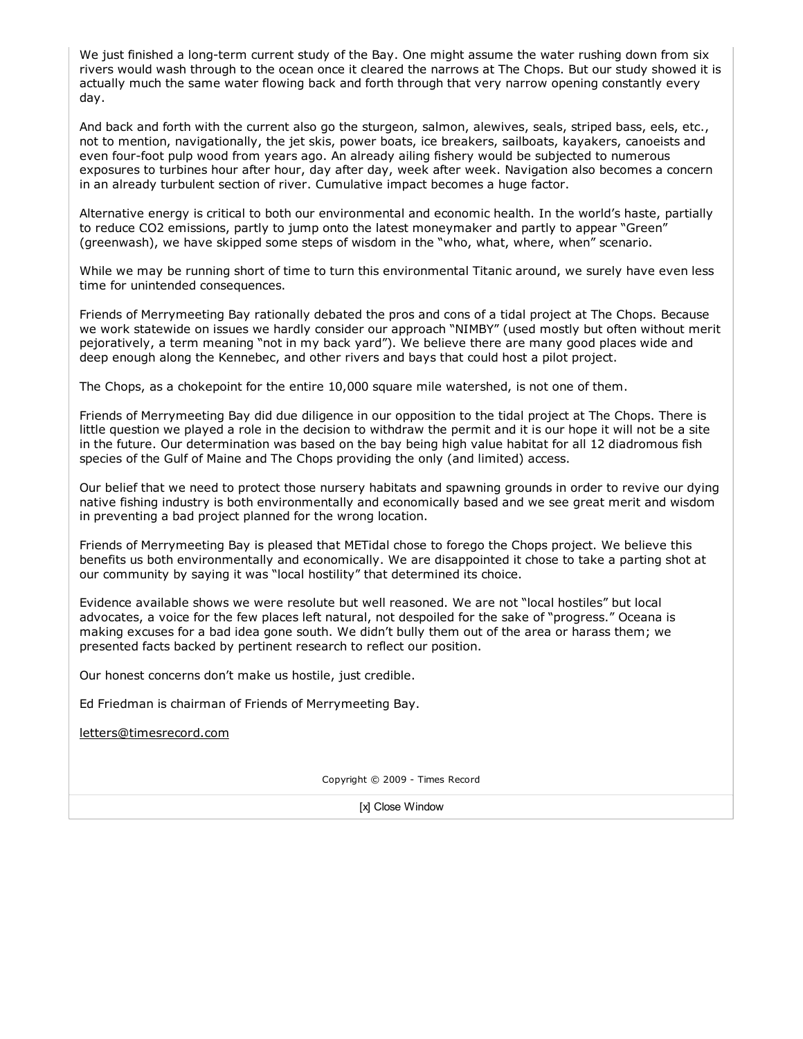We just finished a long-term current study of the Bay. One might assume the water rushing down from six rivers would wash through to the ocean once it cleared the narrows at The Chops. But our study showed it is actually much the same water flowing back and forth through that very narrow opening constantly every day.

And back and forth with the current also go the sturgeon, salmon, alewives, seals, striped bass, eels, etc., not to mention, navigationally, the jet skis, power boats, ice breakers, sailboats, kayakers, canoeists and even four-foot pulp wood from years ago. An already ailing fishery would be subjected to numerous exposures to turbines hour after hour, day after day, week after week. Navigation also becomes a concern in an already turbulent section of river. Cumulative impact becomes a huge factor.

Alternative energy is critical to both our environmental and economic health. In the world's haste, partially to reduce CO2 emissions, partly to jump onto the latest moneymaker and partly to appear "Green" (greenwash), we have skipped some steps of wisdom in the "who, what, where, when" scenario.

While we may be running short of time to turn this environmental Titanic around, we surely have even less time for unintended consequences.

Friends of Merrymeeting Bay rationally debated the pros and cons of a tidal project at The Chops. Because we work statewide on issues we hardly consider our approach "NIMBY" (used mostly but often without merit pejoratively, a term meaning "not in my back yard"). We believe there are many good places wide and deep enough along the Kennebec, and other rivers and bays that could host a pilot project.

The Chops, as a chokepoint for the entire 10,000 square mile watershed, is not one of them.

Friends of Merrymeeting Bay did due diligence in our opposition to the tidal project at The Chops. There is little question we played a role in the decision to withdraw the permit and it is our hope it will not be a site in the future. Our determination was based on the bay being high value habitat for all 12 diadromous fish species of the Gulf of Maine and The Chops providing the only (and limited) access.

Our belief that we need to protect those nursery habitats and spawning grounds in order to revive our dying native fishing industry is both environmentally and economically based and we see great merit and wisdom in preventing a bad project planned for the wrong location.

Friends of Merrymeeting Bay is pleased that METidal chose to forego the Chops project. We believe this benefits us both environmentally and economically. We are disappointed it chose to take a parting shot at our community by saying it was "local hostility" that determined its choice.

Evidence available shows we were resolute but well reasoned. We are not "local hostiles" but local advocates, a voice for the few places left natural, not despoiled for the sake of "progress." Oceana is making excuses for a bad idea gone south. We didn't bully them out of the area or harass them; we presented facts backed by pertinent research to reflect our position.

Our honest concerns don't make us hostile, just credible.

Ed Friedman is chairman of Friends of Merrymeeting Bay.

letters@timesrecord.com

Copyright © 2009 - Times Record

[x] Close Window